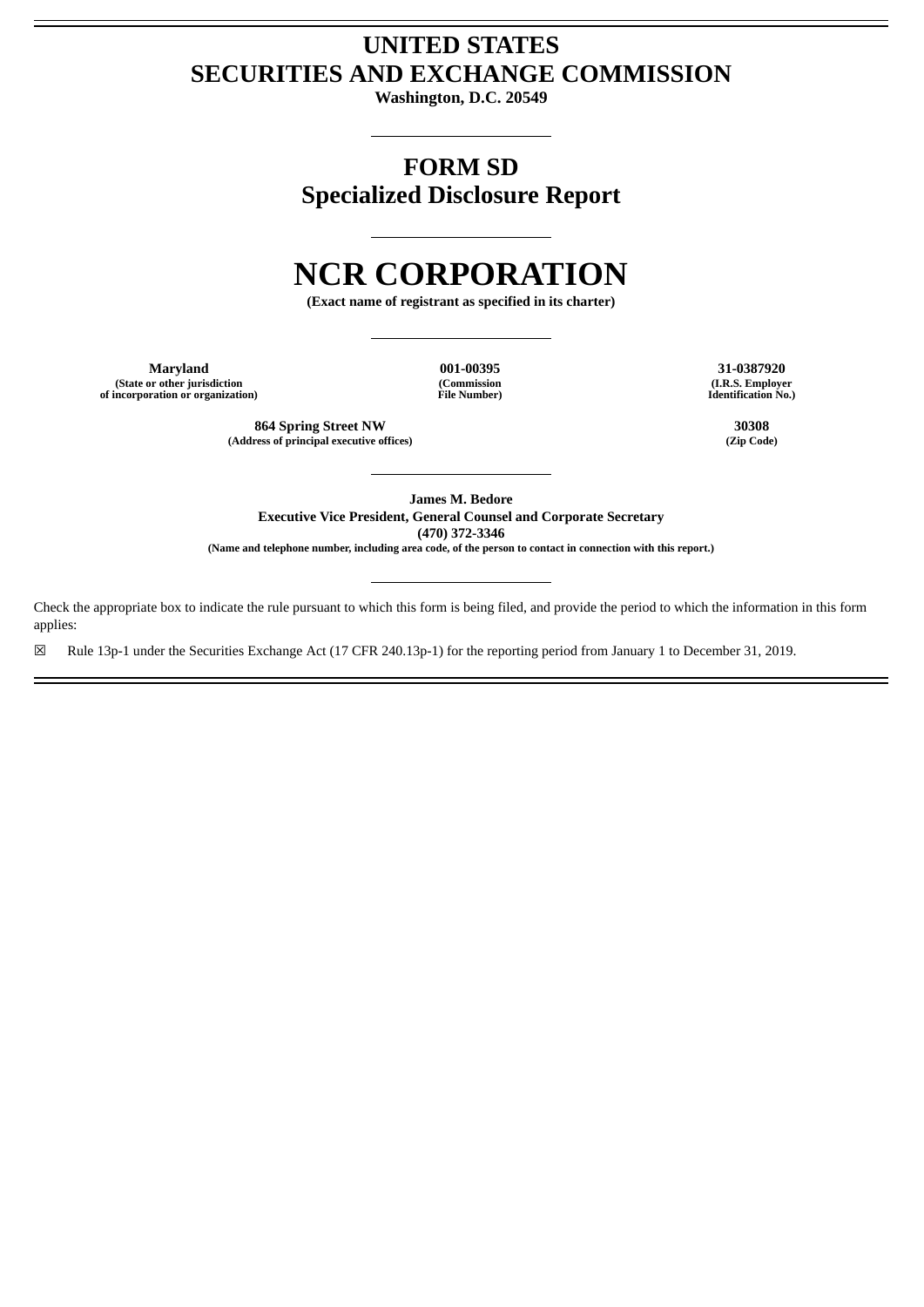# UNITED STATES
# SECURITIES AND EXCHANGE COMMISSION

**Washington, D.C. 20549**

## FORM SD
## Specialized Disclosure Report

# NCR CORPORATION

**(Exact name of registrant as specified in its charter)**

| Maryland | 001-00395 | 31-0387920 |
|---|---|---|
| (State or other jurisdiction of incorporation or organization) | (Commission File Number) | (I.R.S. Employer Identification No.) |

| 864 Spring Street NW | 30308 |
|---|---|
| (Address of principal executive offices) | (Zip Code) |

**James M. Bedore**
**Executive Vice President, General Counsel and Corporate Secretary**
**(470) 372-3346**
**(Name and telephone number, including area code, of the person to contact in connection with this report.)**

Check the appropriate box to indicate the rule pursuant to which this form is being filed, and provide the period to which the information in this form applies:

☒ Rule 13p-1 under the Securities Exchange Act (17 CFR 240.13p-1) for the reporting period from January 1 to December 31, 2019.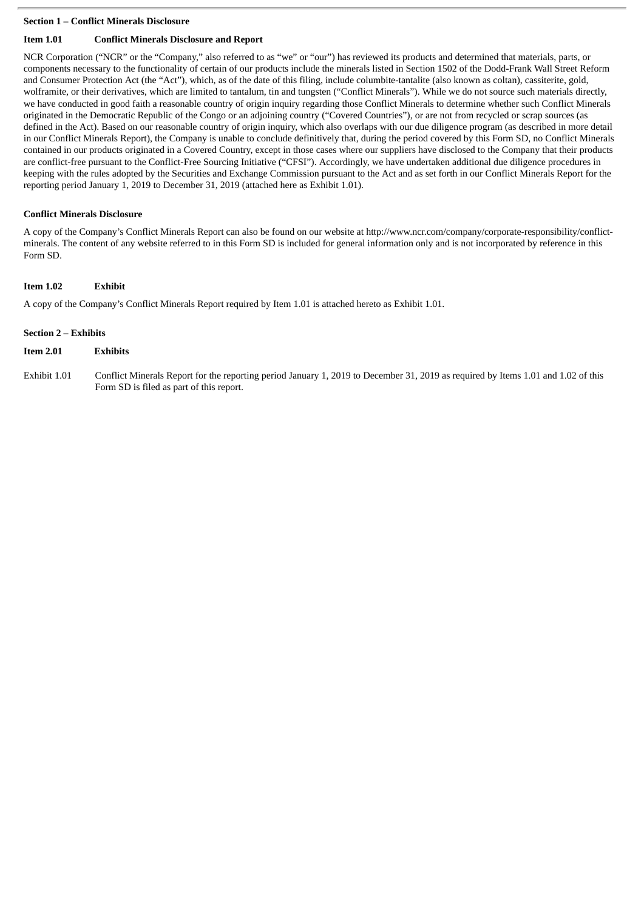**Section 1 – Conflict Minerals Disclosure**

**Item 1.01 Conflict Minerals Disclosure and Report**

NCR Corporation ("NCR" or the "Company," also referred to as "we" or "our") has reviewed its products and determined that materials, parts, or components necessary to the functionality of certain of our products include the minerals listed in Section 1502 of the Dodd-Frank Wall Street Reform and Consumer Protection Act (the "Act"), which, as of the date of this filing, include columbite-tantalite (also known as coltan), cassiterite, gold, wolframite, or their derivatives, which are limited to tantalum, tin and tungsten ("Conflict Minerals"). While we do not source such materials directly, we have conducted in good faith a reasonable country of origin inquiry regarding those Conflict Minerals to determine whether such Conflict Minerals originated in the Democratic Republic of the Congo or an adjoining country ("Covered Countries"), or are not from recycled or scrap sources (as defined in the Act). Based on our reasonable country of origin inquiry, which also overlaps with our due diligence program (as described in more detail in our Conflict Minerals Report), the Company is unable to conclude definitively that, during the period covered by this Form SD, no Conflict Minerals contained in our products originated in a Covered Country, except in those cases where our suppliers have disclosed to the Company that their products are conflict-free pursuant to the Conflict-Free Sourcing Initiative ("CFSI"). Accordingly, we have undertaken additional due diligence procedures in keeping with the rules adopted by the Securities and Exchange Commission pursuant to the Act and as set forth in our Conflict Minerals Report for the reporting period January 1, 2019 to December 31, 2019 (attached here as Exhibit 1.01).

**Conflict Minerals Disclosure**

A copy of the Company's Conflict Minerals Report can also be found on our website at http://www.ncr.com/company/corporate-responsibility/conflict-minerals. The content of any website referred to in this Form SD is included for general information only and is not incorporated by reference in this Form SD.

**Item 1.02 Exhibit**

A copy of the Company's Conflict Minerals Report required by Item 1.01 is attached hereto as Exhibit 1.01.

**Section 2 – Exhibits**

**Item 2.01 Exhibits**

Exhibit 1.01 Conflict Minerals Report for the reporting period January 1, 2019 to December 31, 2019 as required by Items 1.01 and 1.02 of this Form SD is filed as part of this report.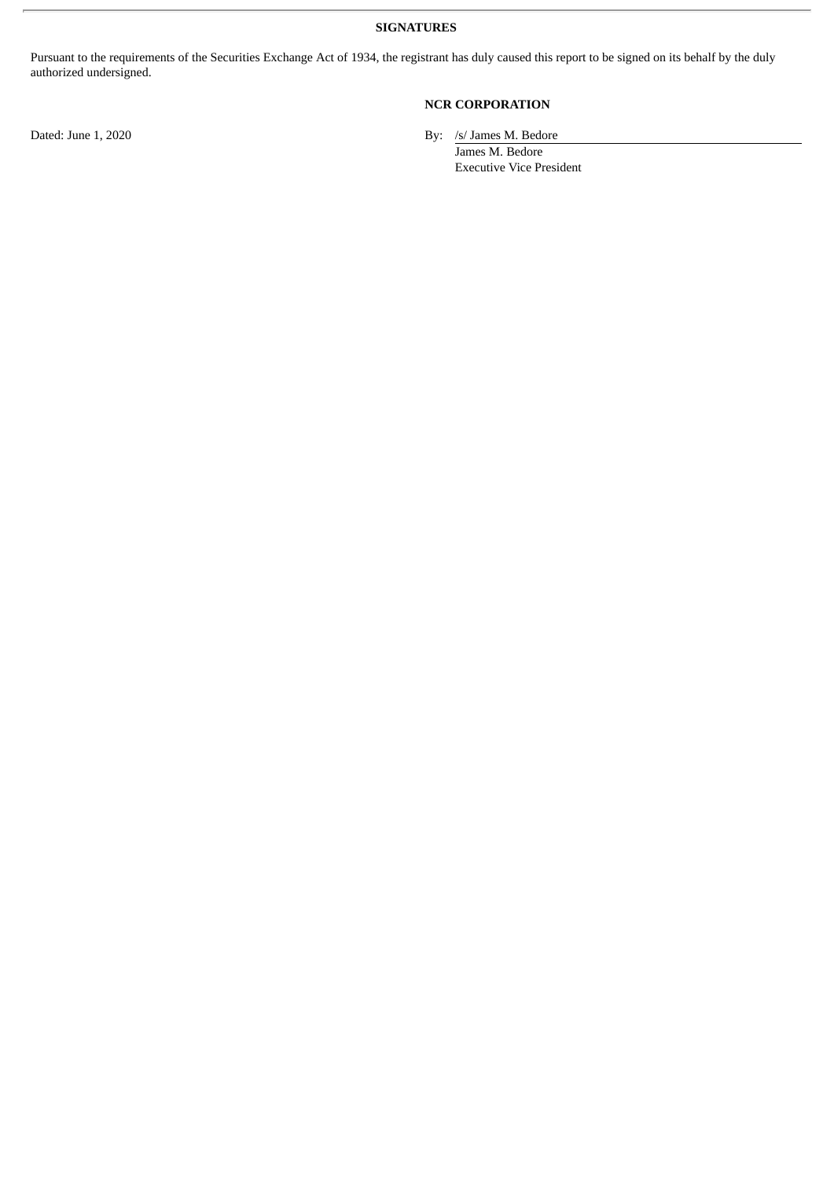**SIGNATURES**

Pursuant to the requirements of the Securities Exchange Act of 1934, the registrant has duly caused this report to be signed on its behalf by the duly authorized undersigned.

**NCR CORPORATION**

Dated: June 1, 2020

By: /s/ James M. Bedore

James M. Bedore

Executive Vice President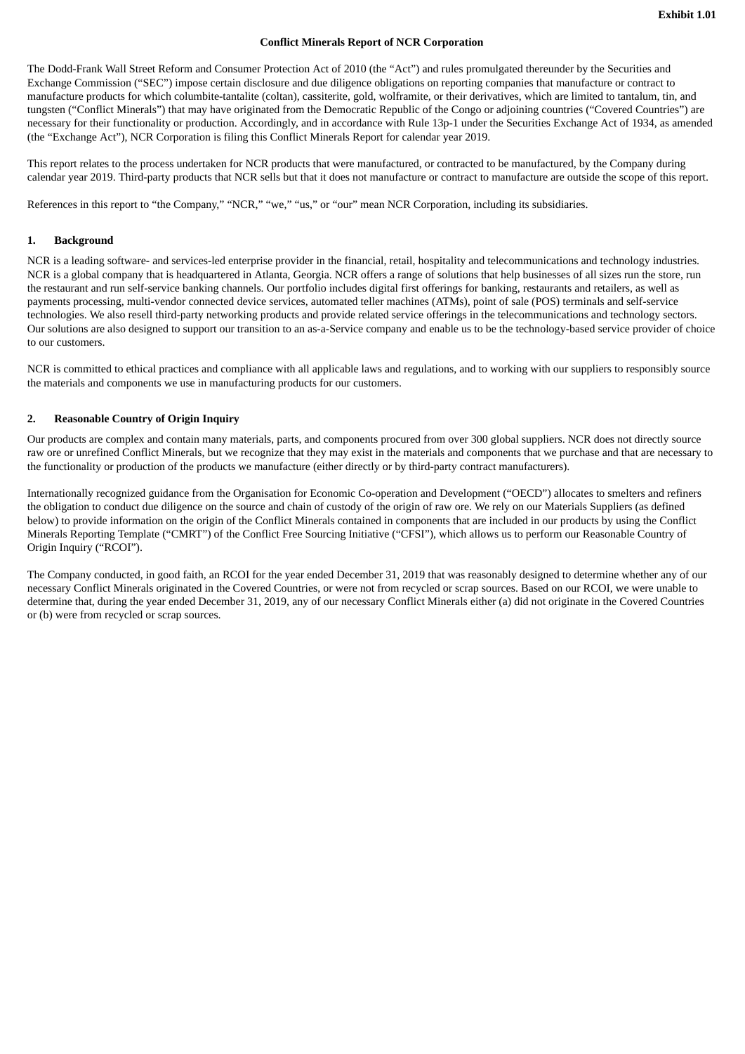**Exhibit 1.01**

# Conflict Minerals Report of NCR Corporation

The Dodd-Frank Wall Street Reform and Consumer Protection Act of 2010 (the "Act") and rules promulgated thereunder by the Securities and Exchange Commission ("SEC") impose certain disclosure and due diligence obligations on reporting companies that manufacture or contract to manufacture products for which columbite-tantalite (coltan), cassiterite, gold, wolframite, or their derivatives, which are limited to tantalum, tin, and tungsten ("Conflict Minerals") that may have originated from the Democratic Republic of the Congo or adjoining countries ("Covered Countries") are necessary for their functionality or production. Accordingly, and in accordance with Rule 13p-1 under the Securities Exchange Act of 1934, as amended (the "Exchange Act"), NCR Corporation is filing this Conflict Minerals Report for calendar year 2019.

This report relates to the process undertaken for NCR products that were manufactured, or contracted to be manufactured, by the Company during calendar year 2019. Third-party products that NCR sells but that it does not manufacture or contract to manufacture are outside the scope of this report.

References in this report to "the Company," "NCR," "we," "us," or "our" mean NCR Corporation, including its subsidiaries.

## 1. Background

NCR is a leading software- and services-led enterprise provider in the financial, retail, hospitality and telecommunications and technology industries. NCR is a global company that is headquartered in Atlanta, Georgia. NCR offers a range of solutions that help businesses of all sizes run the store, run the restaurant and run self-service banking channels. Our portfolio includes digital first offerings for banking, restaurants and retailers, as well as payments processing, multi-vendor connected device services, automated teller machines (ATMs), point of sale (POS) terminals and self-service technologies. We also resell third-party networking products and provide related service offerings in the telecommunications and technology sectors. Our solutions are also designed to support our transition to an as-a-Service company and enable us to be the technology-based service provider of choice to our customers.

NCR is committed to ethical practices and compliance with all applicable laws and regulations, and to working with our suppliers to responsibly source the materials and components we use in manufacturing products for our customers.

## 2. Reasonable Country of Origin Inquiry

Our products are complex and contain many materials, parts, and components procured from over 300 global suppliers. NCR does not directly source raw ore or unrefined Conflict Minerals, but we recognize that they may exist in the materials and components that we purchase and that are necessary to the functionality or production of the products we manufacture (either directly or by third-party contract manufacturers).

Internationally recognized guidance from the Organisation for Economic Co-operation and Development ("OECD") allocates to smelters and refiners the obligation to conduct due diligence on the source and chain of custody of the origin of raw ore. We rely on our Materials Suppliers (as defined below) to provide information on the origin of the Conflict Minerals contained in components that are included in our products by using the Conflict Minerals Reporting Template ("CMRT") of the Conflict Free Sourcing Initiative ("CFSI"), which allows us to perform our Reasonable Country of Origin Inquiry ("RCOI").

The Company conducted, in good faith, an RCOI for the year ended December 31, 2019 that was reasonably designed to determine whether any of our necessary Conflict Minerals originated in the Covered Countries, or were not from recycled or scrap sources. Based on our RCOI, we were unable to determine that, during the year ended December 31, 2019, any of our necessary Conflict Minerals either (a) did not originate in the Covered Countries or (b) were from recycled or scrap sources.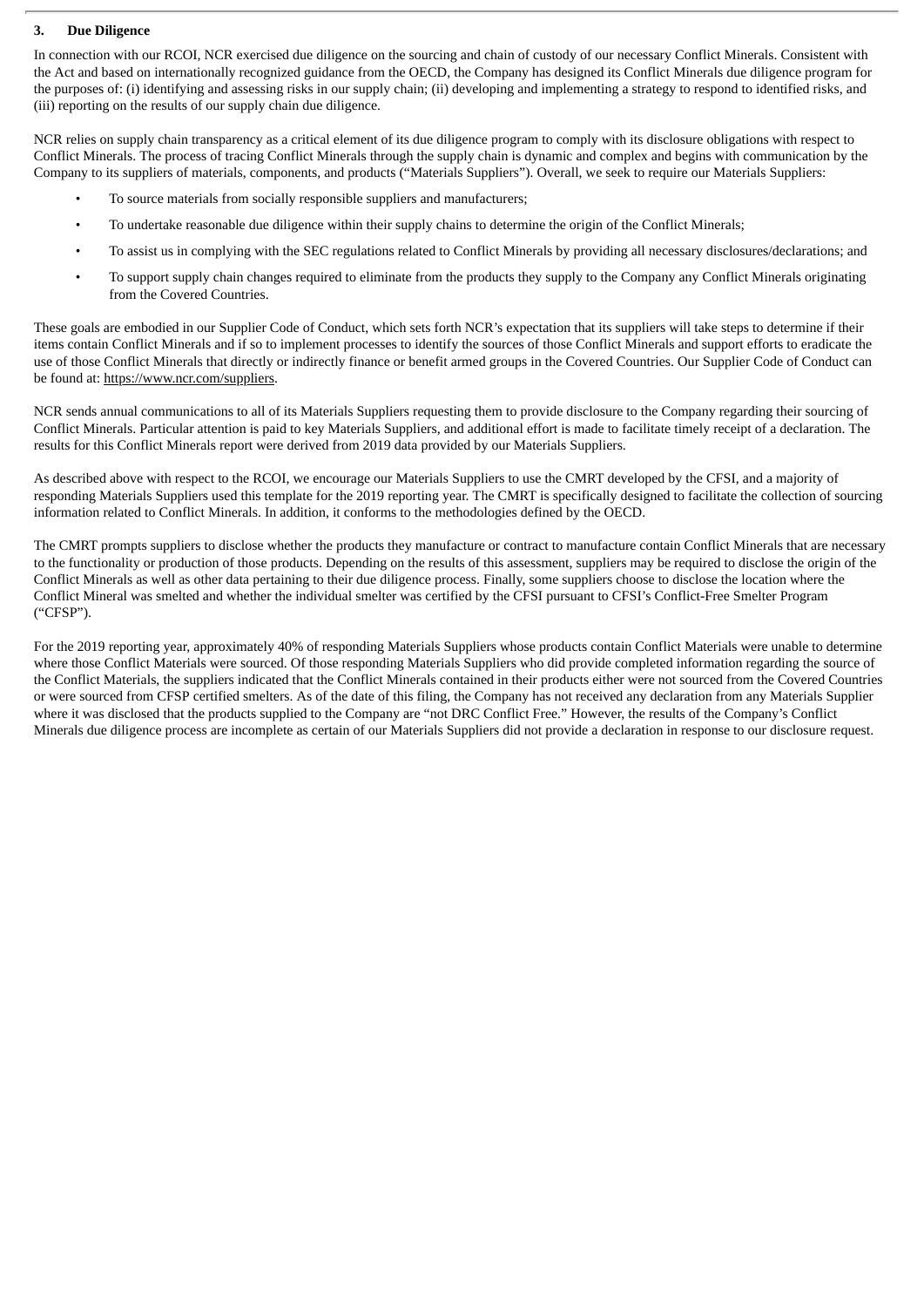### 3. Due Diligence

In connection with our RCOI, NCR exercised due diligence on the sourcing and chain of custody of our necessary Conflict Minerals. Consistent with the Act and based on internationally recognized guidance from the OECD, the Company has designed its Conflict Minerals due diligence program for the purposes of: (i) identifying and assessing risks in our supply chain; (ii) developing and implementing a strategy to respond to identified risks, and (iii) reporting on the results of our supply chain due diligence.

NCR relies on supply chain transparency as a critical element of its due diligence program to comply with its disclosure obligations with respect to Conflict Minerals. The process of tracing Conflict Minerals through the supply chain is dynamic and complex and begins with communication by the Company to its suppliers of materials, components, and products ("Materials Suppliers"). Overall, we seek to require our Materials Suppliers:

- To source materials from socially responsible suppliers and manufacturers;
- To undertake reasonable due diligence within their supply chains to determine the origin of the Conflict Minerals;
- To assist us in complying with the SEC regulations related to Conflict Minerals by providing all necessary disclosures/declarations; and
- To support supply chain changes required to eliminate from the products they supply to the Company any Conflict Minerals originating from the Covered Countries.

These goals are embodied in our Supplier Code of Conduct, which sets forth NCR's expectation that its suppliers will take steps to determine if their items contain Conflict Minerals and if so to implement processes to identify the sources of those Conflict Minerals and support efforts to eradicate the use of those Conflict Minerals that directly or indirectly finance or benefit armed groups in the Covered Countries. Our Supplier Code of Conduct can be found at: https://www.ncr.com/suppliers.

NCR sends annual communications to all of its Materials Suppliers requesting them to provide disclosure to the Company regarding their sourcing of Conflict Minerals. Particular attention is paid to key Materials Suppliers, and additional effort is made to facilitate timely receipt of a declaration. The results for this Conflict Minerals report were derived from 2019 data provided by our Materials Suppliers.

As described above with respect to the RCOI, we encourage our Materials Suppliers to use the CMRT developed by the CFSI, and a majority of responding Materials Suppliers used this template for the 2019 reporting year. The CMRT is specifically designed to facilitate the collection of sourcing information related to Conflict Minerals. In addition, it conforms to the methodologies defined by the OECD.

The CMRT prompts suppliers to disclose whether the products they manufacture or contract to manufacture contain Conflict Minerals that are necessary to the functionality or production of those products. Depending on the results of this assessment, suppliers may be required to disclose the origin of the Conflict Minerals as well as other data pertaining to their due diligence process. Finally, some suppliers choose to disclose the location where the Conflict Mineral was smelted and whether the individual smelter was certified by the CFSI pursuant to CFSI's Conflict-Free Smelter Program ("CFSP").

For the 2019 reporting year, approximately 40% of responding Materials Suppliers whose products contain Conflict Materials were unable to determine where those Conflict Materials were sourced. Of those responding Materials Suppliers who did provide completed information regarding the source of the Conflict Materials, the suppliers indicated that the Conflict Minerals contained in their products either were not sourced from the Covered Countries or were sourced from CFSP certified smelters. As of the date of this filing, the Company has not received any declaration from any Materials Supplier where it was disclosed that the products supplied to the Company are "not DRC Conflict Free." However, the results of the Company's Conflict Minerals due diligence process are incomplete as certain of our Materials Suppliers did not provide a declaration in response to our disclosure request.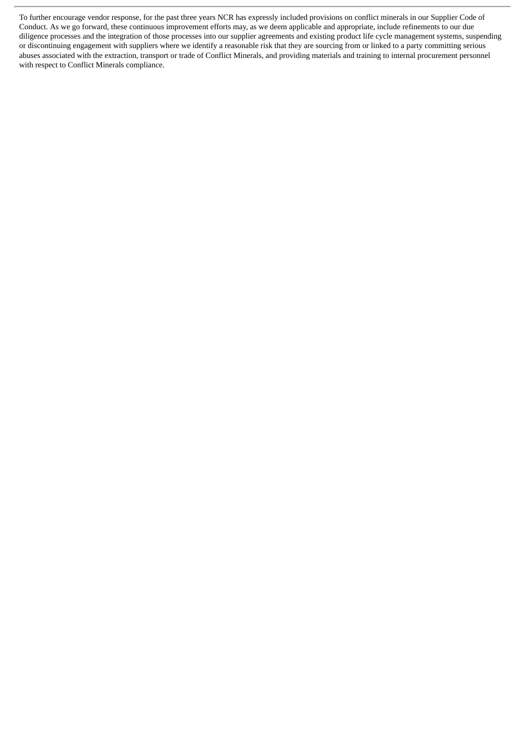To further encourage vendor response, for the past three years NCR has expressly included provisions on conflict minerals in our Supplier Code of Conduct. As we go forward, these continuous improvement efforts may, as we deem applicable and appropriate, include refinements to our due diligence processes and the integration of those processes into our supplier agreements and existing product life cycle management systems, suspending or discontinuing engagement with suppliers where we identify a reasonable risk that they are sourcing from or linked to a party committing serious abuses associated with the extraction, transport or trade of Conflict Minerals, and providing materials and training to internal procurement personnel with respect to Conflict Minerals compliance.